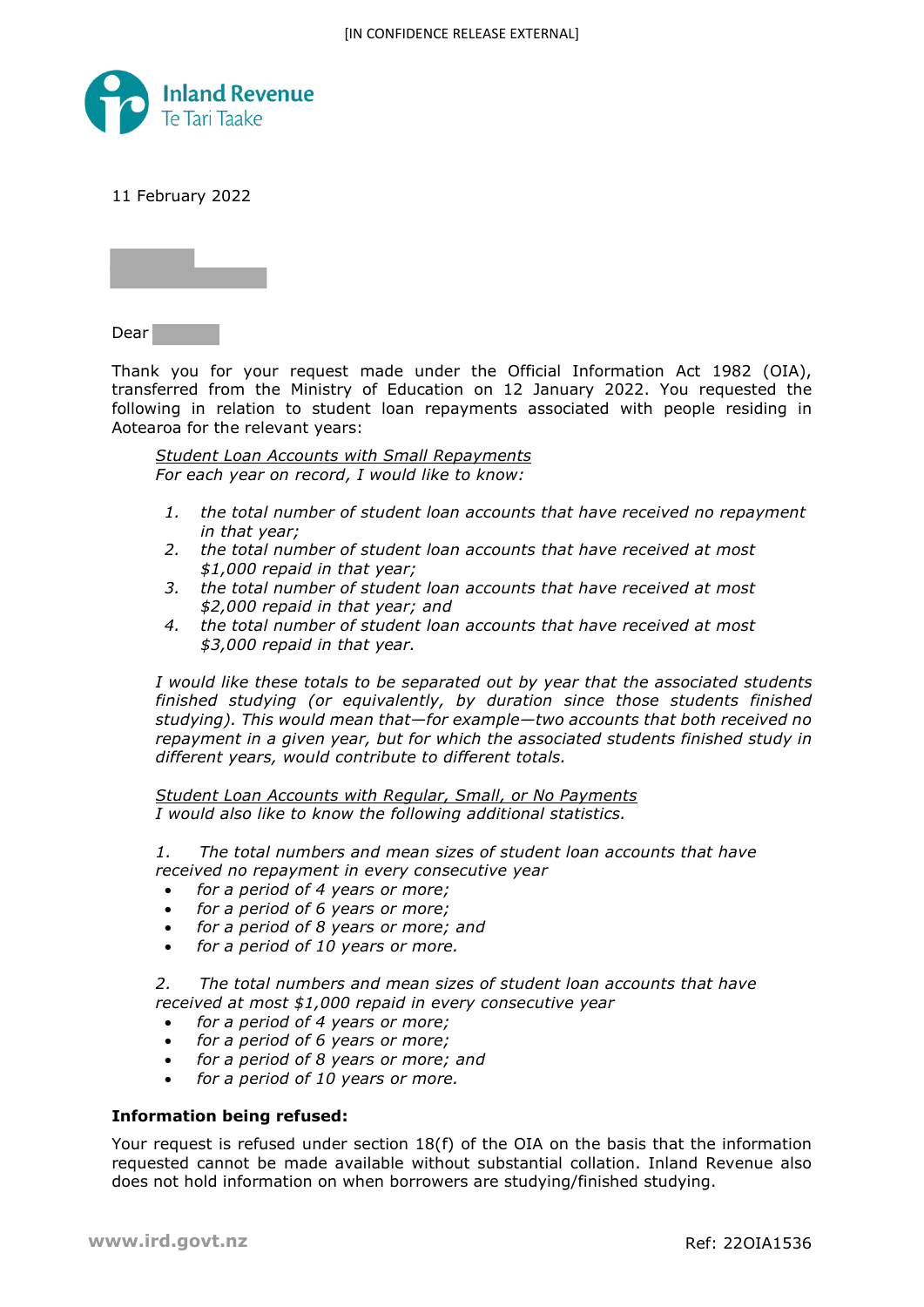[IN CONFIDENCE RELEASE EXTERNAL]

Inland Revenue
Te Tari Taake

11 February 2022

Dear

Thank you for your request made under the Official Information Act 1982 (OIA), transferred from the Ministry of Education on 12 January 2022. You requested the following in relation to student loan repayments associated with people residing in Aotearoa for the relevant years:

> *<u>Student Loan Accounts with Small Repayments</u>*
> *For each year on record, I would like to know:*
>
> 1. *the total number of student loan accounts that have received no repayment in that year;*
> 2. *the total number of student loan accounts that have received at most $1,000 repaid in that year;*
> 3. *the total number of student loan accounts that have received at most $2,000 repaid in that year; and*
> 4. *the total number of student loan accounts that have received at most $3,000 repaid in that year.*
>
> *I would like these totals to be separated out by year that the associated students finished studying (or equivalently, by duration since those students finished studying). This would mean that—for example—two accounts that both received no repayment in a given year, but for which the associated students finished study in different years, would contribute to different totals.*
>
> *<u>Student Loan Accounts with Regular, Small, or No Payments</u>*
> *I would also like to know the following additional statistics.*
>
> *1. The total numbers and mean sizes of student loan accounts that have received no repayment in every consecutive year*
> - *for a period of 4 years or more;*
> - *for a period of 6 years or more;*
> - *for a period of 8 years or more; and*
> - *for a period of 10 years or more.*
>
> *2. The total numbers and mean sizes of student loan accounts that have received at most $1,000 repaid in every consecutive year*
> - *for a period of 4 years or more;*
> - *for a period of 6 years or more;*
> - *for a period of 8 years or more; and*
> - *for a period of 10 years or more.*

**Information being refused:**

Your request is refused under section 18(f) of the OIA on the basis that the information requested cannot be made available without substantial collation. Inland Revenue also does not hold information on when borrowers are studying/finished studying.

www.ird.govt.nz

Ref: 22OIA1536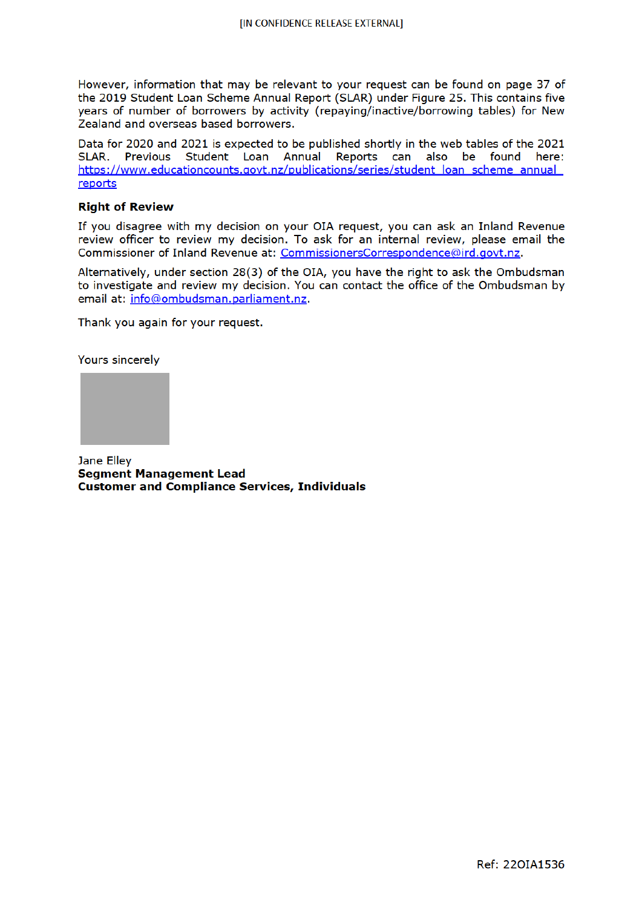However, information that may be relevant to your request can be found on page 37 of the 2019 Student Loan Scheme Annual Report (SLAR) under Figure 25. This contains five years of number of borrowers by activity (repaying/inactive/borrowing tables) for New Zealand and overseas based borrowers.

Data for 2020 and 2021 is expected to be published shortly in the web tables of the 2021 SLAR. Previous Student Loan Annual Reports can also be found here: https://www.educationcounts.govt.nz/publications/series/student_loan_scheme_annual_reports

**Right of Review**

If you disagree with my decision on your OIA request, you can ask an Inland Revenue review officer to review my decision. To ask for an internal review, please email the Commissioner of Inland Revenue at: CommissionersCorrespondence@ird.govt.nz.

Alternatively, under section 28(3) of the OIA, you have the right to ask the Ombudsman to investigate and review my decision. You can contact the office of the Ombudsman by email at: info@ombudsman.parliament.nz.

Thank you again for your request.

Yours sincerely

Jane Elley
**Segment Management Lead**
**Customer and Compliance Services, Individuals**

Ref: 22OIA1536